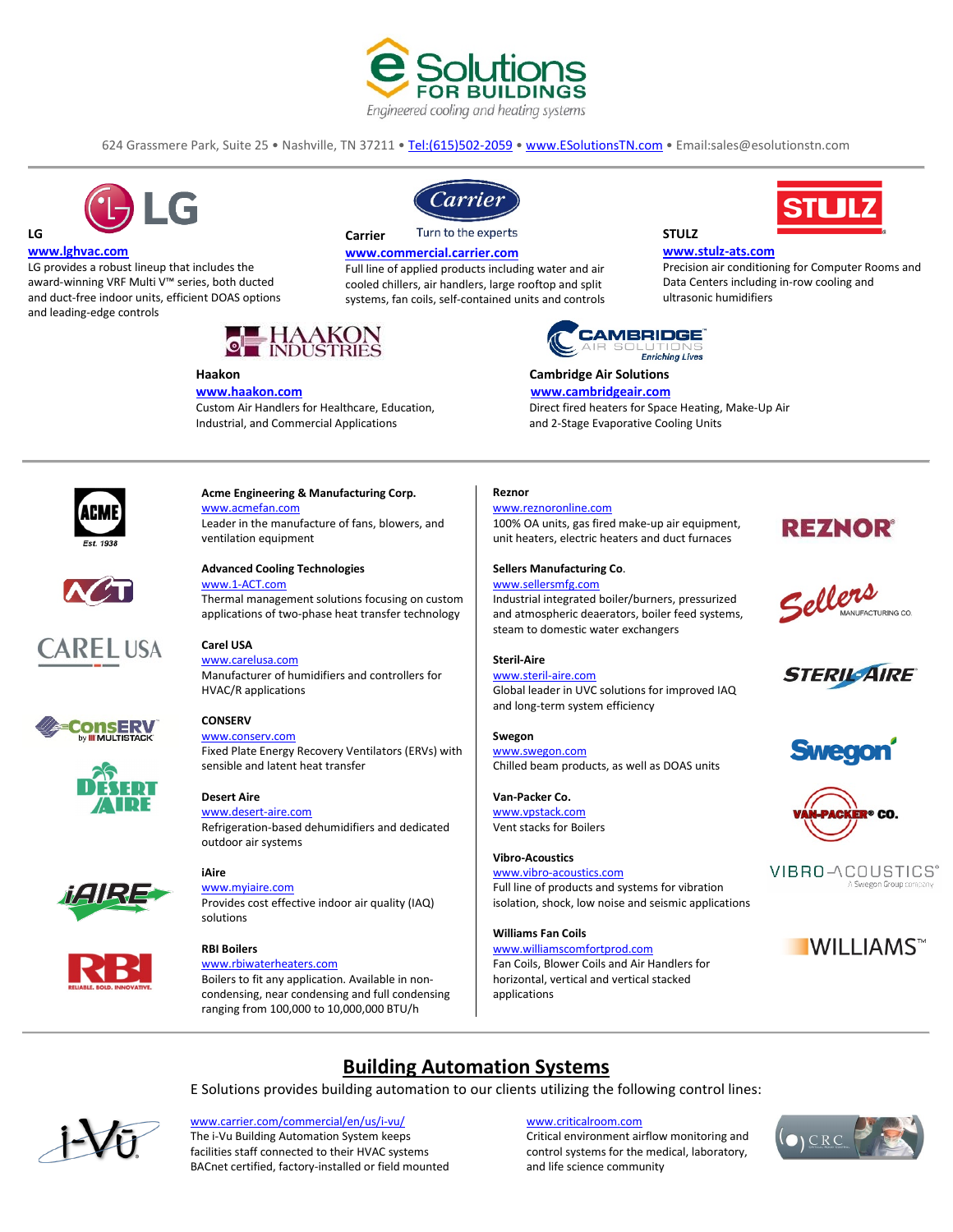# E Solutions FOR BUILDINGS

*Engineered cooling and heating systems*

624 Grassmere Park, Suite 25 • Nashville, TN 37211 • Tel:(615)502-2059 • www.ESolutionsTN.com • Email:sales@esolutionstn.com

---

**LG**
**www.lghvac.com**
LG provides a robust lineup that includes the award-winning VRF Multi V™ series, both ducted and duct-free indoor units, efficient DOAS options and leading-edge controls

**Carrier**
Turn to the experts
**www.commercial.carrier.com**
Full line of applied products including water and air cooled chillers, air handlers, large rooftop and split systems, fan coils, self-contained units and controls

**STULZ**
**www.stulz-ats.com**
Precision air conditioning for Computer Rooms and Data Centers including in-row cooling and ultrasonic humidifiers

**Haakon**
**www.haakon.com**
Custom Air Handlers for Healthcare, Education, Industrial, and Commercial Applications

**Cambridge Air Solutions**
**www.cambridgeair.com**
Direct fired heaters for Space Heating, Make-Up Air and 2-Stage Evaporative Cooling Units

---

**Acme Engineering & Manufacturing Corp.**
www.acmefan.com
Leader in the manufacture of fans, blowers, and ventilation equipment

**Advanced Cooling Technologies**
www.1-ACT.com
Thermal management solutions focusing on custom applications of two-phase heat transfer technology

**Carel USA**
www.carelusa.com
Manufacturer of humidifiers and controllers for HVAC/R applications

**CONSERV**
www.conserv.com
Fixed Plate Energy Recovery Ventilators (ERVs) with sensible and latent heat transfer

**Desert Aire**
www.desert-aire.com
Refrigeration-based dehumidifiers and dedicated outdoor air systems

**iAire**
www.myiaire.com
Provides cost effective indoor air quality (IAQ) solutions

**RBI Boilers**
www.rbiwaterheaters.com
Boilers to fit any application. Available in non-condensing, near condensing and full condensing ranging from 100,000 to 10,000,000 BTU/h

**Reznor**
www.reznoronline.com
100% OA units, gas fired make-up air equipment, unit heaters, electric heaters and duct furnaces

**Sellers Manufacturing Co.**
www.sellersmfg.com
Industrial integrated boiler/burners, pressurized and atmospheric deaerators, boiler feed systems, steam to domestic water exchangers

**Steril-Aire**
www.steril-aire.com
Global leader in UVC solutions for improved IAQ and long-term system efficiency

**Swegon**
www.swegon.com
Chilled beam products, as well as DOAS units

**Van-Packer Co.**
www.vpstack.com
Vent stacks for Boilers

**Vibro-Acoustics**
www.vibro-acoustics.com
Full line of products and systems for vibration isolation, shock, low noise and seismic applications

**Williams Fan Coils**
www.williamscomfortprod.com
Fan Coils, Blower Coils and Air Handlers for horizontal, vertical and vertical stacked applications

---

## Building Automation Systems

E Solutions provides building automation to our clients utilizing the following control lines:

www.carrier.com/commercial/en/us/i-vu/
The i-Vu Building Automation System keeps facilities staff connected to their HVAC systems BACnet certified, factory-installed or field mounted

www.criticalroom.com
Critical environment airflow monitoring and control systems for the medical, laboratory, and life science community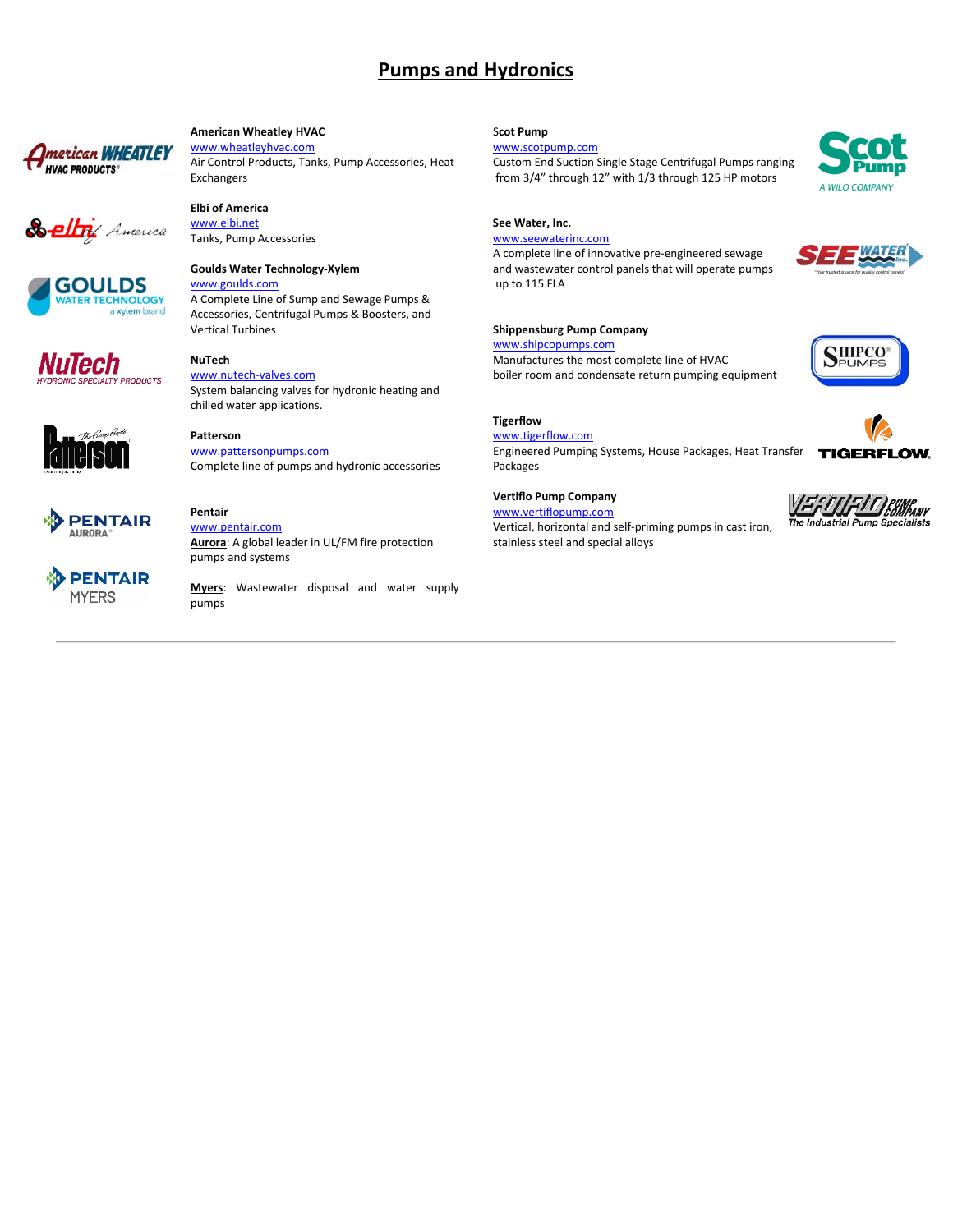# Pumps and Hydronics

**American Wheatley HVAC**
www.wheatleyhvac.com
Air Control Products, Tanks, Pump Accessories, Heat Exchangers

**Elbi of America**
www.elbi.net
Tanks, Pump Accessories

**Goulds Water Technology-Xylem**
www.goulds.com
A Complete Line of Sump and Sewage Pumps & Accessories, Centrifugal Pumps & Boosters, and Vertical Turbines

**NuTech**
www.nutech-valves.com
System balancing valves for hydronic heating and chilled water applications.

**Patterson**
www.pattersonpumps.com
Complete line of pumps and hydronic accessories

**Pentair**
www.pentair.com
**Aurora**: A global leader in UL/FM fire protection pumps and systems

**Myers**: Wastewater disposal and water supply pumps

**Scot Pump**
www.scotpump.com
Custom End Suction Single Stage Centrifugal Pumps ranging from 3/4" through 12" with 1/3 through 125 HP motors

**See Water, Inc.**
www.seewaterinc.com
A complete line of innovative pre-engineered sewage and wastewater control panels that will operate pumps up to 115 FLA

**Shippensburg Pump Company**
www.shipcopumps.com
Manufactures the most complete line of HVAC boiler room and condensate return pumping equipment

**Tigerflow**
www.tigerflow.com
Engineered Pumping Systems, House Packages, Heat Transfer Packages

**Vertiflo Pump Company**
www.vertiflopump.com
Vertical, horizontal and self-priming pumps in cast iron, stainless steel and special alloys